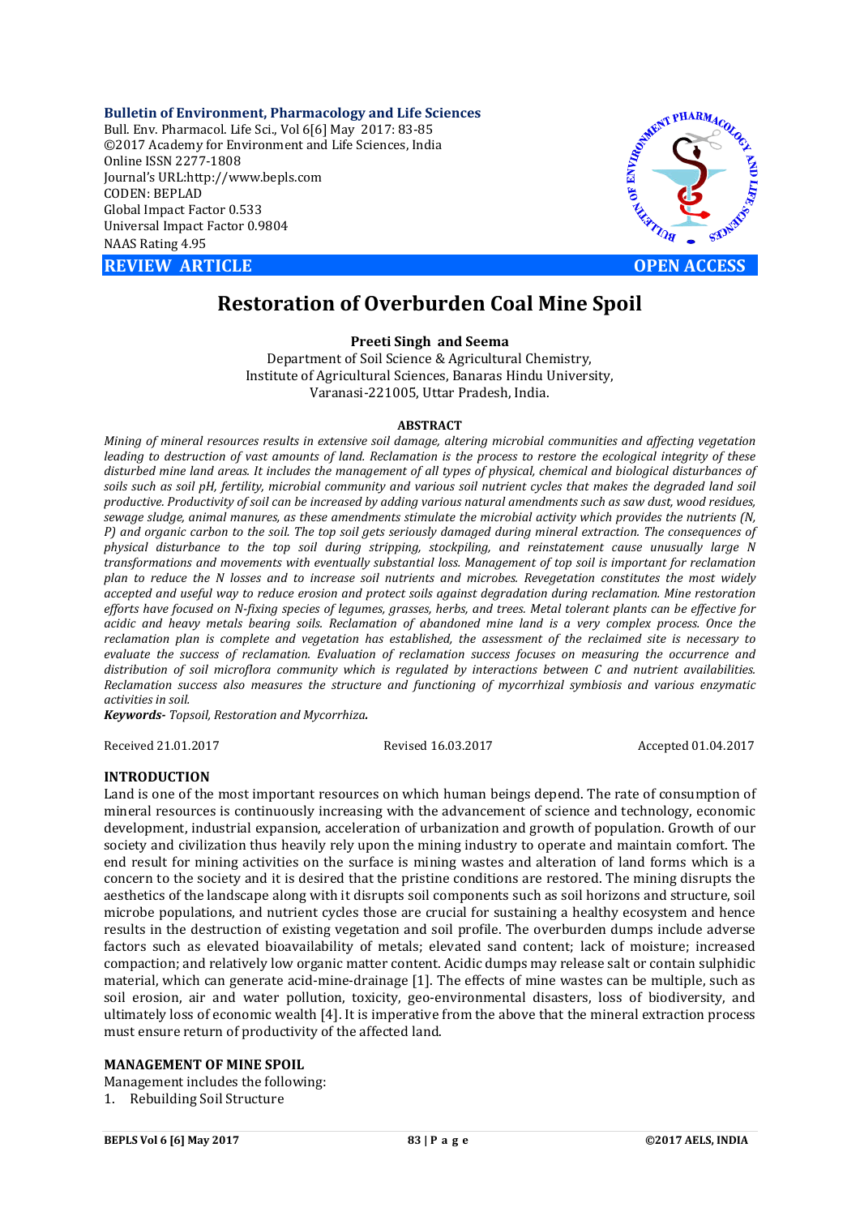**Bulletin of Environment, Pharmacology and Life Sciences**
Bull. Env. Pharmacol. Life Sci., Vol 6[6] May 2017: 83-85
©2017 Academy for Environment and Life Sciences, India
Online ISSN 2277-1808
Journal's URL:http://www.bepls.com
CODEN: BEPLAD
Global Impact Factor 0.533
Universal Impact Factor 0.9804
NAAS Rating 4.95

**REVIEW ARTICLE** **OPEN ACCESS**

# Restoration of Overburden Coal Mine Spoil

**Preeti Singh and Seema**

Department of Soil Science & Agricultural Chemistry,
Institute of Agricultural Sciences, Banaras Hindu University,
Varanasi-221005, Uttar Pradesh, India.

## ABSTRACT

*Mining of mineral resources results in extensive soil damage, altering microbial communities and affecting vegetation leading to destruction of vast amounts of land. Reclamation is the process to restore the ecological integrity of these disturbed mine land areas. It includes the management of all types of physical, chemical and biological disturbances of soils such as soil pH, fertility, microbial community and various soil nutrient cycles that makes the degraded land soil productive. Productivity of soil can be increased by adding various natural amendments such as saw dust, wood residues, sewage sludge, animal manures, as these amendments stimulate the microbial activity which provides the nutrients (N, P) and organic carbon to the soil. The top soil gets seriously damaged during mineral extraction. The consequences of physical disturbance to the top soil during stripping, stockpiling, and reinstatement cause unusually large N transformations and movements with eventually substantial loss. Management of top soil is important for reclamation plan to reduce the N losses and to increase soil nutrients and microbes. Revegetation constitutes the most widely accepted and useful way to reduce erosion and protect soils against degradation during reclamation. Mine restoration efforts have focused on N-fixing species of legumes, grasses, herbs, and trees. Metal tolerant plants can be effective for acidic and heavy metals bearing soils. Reclamation of abandoned mine land is a very complex process. Once the reclamation plan is complete and vegetation has established, the assessment of the reclaimed site is necessary to evaluate the success of reclamation. Evaluation of reclamation success focuses on measuring the occurrence and distribution of soil microflora community which is regulated by interactions between C and nutrient availabilities. Reclamation success also measures the structure and functioning of mycorrhizal symbiosis and various enzymatic activities in soil.*

***Keywords-*** *Topsoil, Restoration and Mycorrhiza.*

Received 21.01.2017 Revised 16.03.2017 Accepted 01.04.2017

## INTRODUCTION

Land is one of the most important resources on which human beings depend. The rate of consumption of mineral resources is continuously increasing with the advancement of science and technology, economic development, industrial expansion, acceleration of urbanization and growth of population. Growth of our society and civilization thus heavily rely upon the mining industry to operate and maintain comfort. The end result for mining activities on the surface is mining wastes and alteration of land forms which is a concern to the society and it is desired that the pristine conditions are restored. The mining disrupts the aesthetics of the landscape along with it disrupts soil components such as soil horizons and structure, soil microbe populations, and nutrient cycles those are crucial for sustaining a healthy ecosystem and hence results in the destruction of existing vegetation and soil profile. The overburden dumps include adverse factors such as elevated bioavailability of metals; elevated sand content; lack of moisture; increased compaction; and relatively low organic matter content. Acidic dumps may release salt or contain sulphidic material, which can generate acid-mine-drainage [1]. The effects of mine wastes can be multiple, such as soil erosion, air and water pollution, toxicity, geo-environmental disasters, loss of biodiversity, and ultimately loss of economic wealth [4]. It is imperative from the above that the mineral extraction process must ensure return of productivity of the affected land.

## MANAGEMENT OF MINE SPOIL

Management includes the following:

1. Rebuilding Soil Structure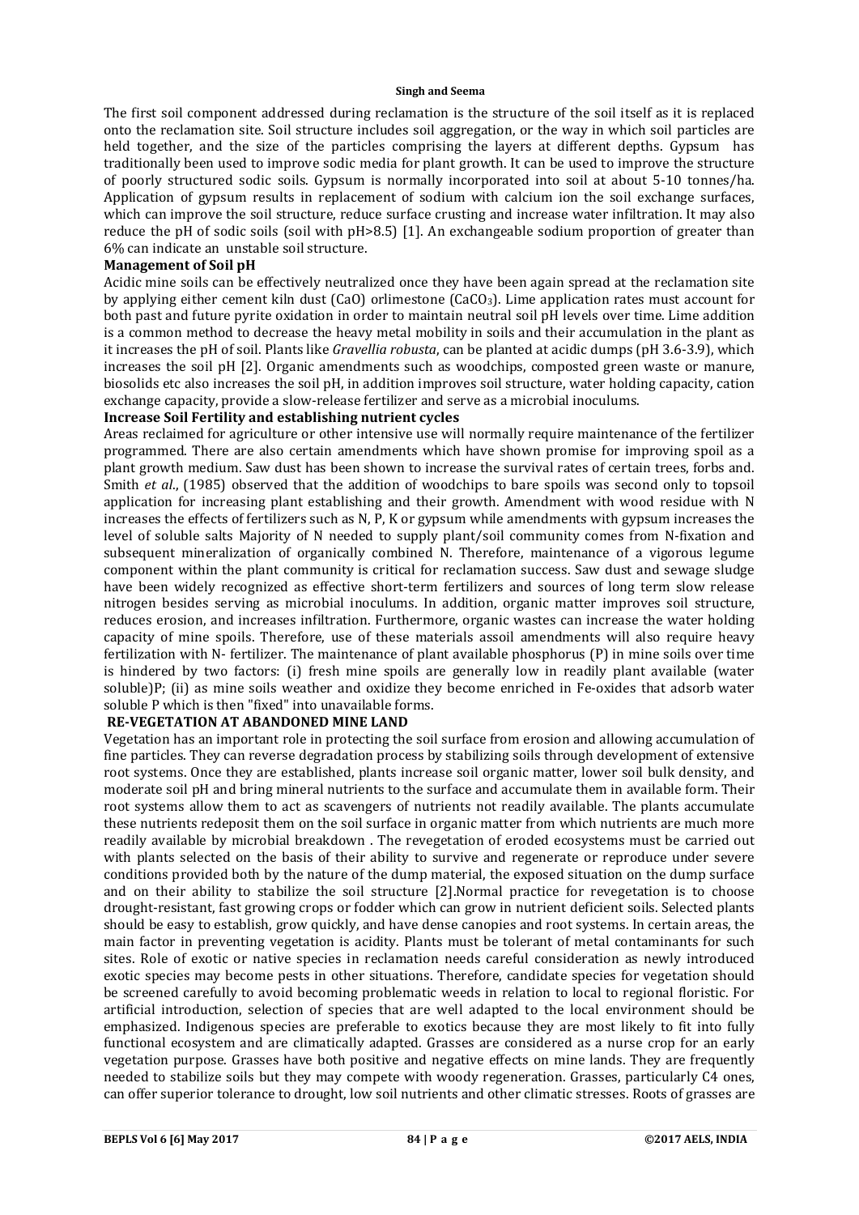The first soil component addressed during reclamation is the structure of the soil itself as it is replaced onto the reclamation site. Soil structure includes soil aggregation, or the way in which soil particles are held together, and the size of the particles comprising the layers at different depths. Gypsum has traditionally been used to improve sodic media for plant growth. It can be used to improve the structure of poorly structured sodic soils. Gypsum is normally incorporated into soil at about 5-10 tonnes/ha. Application of gypsum results in replacement of sodium with calcium ion the soil exchange surfaces, which can improve the soil structure, reduce surface crusting and increase water infiltration. It may also reduce the pH of sodic soils (soil with pH>8.5) [1]. An exchangeable sodium proportion of greater than 6% can indicate an unstable soil structure.

**Management of Soil pH**

Acidic mine soils can be effectively neutralized once they have been again spread at the reclamation site by applying either cement kiln dust (CaO) orlimestone ($CaCO_3$). Lime application rates must account for both past and future pyrite oxidation in order to maintain neutral soil pH levels over time. Lime addition is a common method to decrease the heavy metal mobility in soils and their accumulation in the plant as it increases the pH of soil. Plants like *Gravellia robusta*, can be planted at acidic dumps (pH 3.6-3.9), which increases the soil pH [2]. Organic amendments such as woodchips, composted green waste or manure, biosolids etc also increases the soil pH, in addition improves soil structure, water holding capacity, cation exchange capacity, provide a slow-release fertilizer and serve as a microbial inoculums.

**Increase Soil Fertility and establishing nutrient cycles**

Areas reclaimed for agriculture or other intensive use will normally require maintenance of the fertilizer programmed. There are also certain amendments which have shown promise for improving spoil as a plant growth medium. Saw dust has been shown to increase the survival rates of certain trees, forbs and. Smith *et al*., (1985) observed that the addition of woodchips to bare spoils was second only to topsoil application for increasing plant establishing and their growth. Amendment with wood residue with N increases the effects of fertilizers such as N, P, K or gypsum while amendments with gypsum increases the level of soluble salts Majority of N needed to supply plant/soil community comes from N-fixation and subsequent mineralization of organically combined N. Therefore, maintenance of a vigorous legume component within the plant community is critical for reclamation success. Saw dust and sewage sludge have been widely recognized as effective short-term fertilizers and sources of long term slow release nitrogen besides serving as microbial inoculums. In addition, organic matter improves soil structure, reduces erosion, and increases infiltration. Furthermore, organic wastes can increase the water holding capacity of mine spoils. Therefore, use of these materials assoil amendments will also require heavy fertilization with N- fertilizer. The maintenance of plant available phosphorus (P) in mine soils over time is hindered by two factors: (i) fresh mine spoils are generally low in readily plant available (water soluble)P; (ii) as mine soils weather and oxidize they become enriched in Fe-oxides that adsorb water soluble P which is then "fixed" into unavailable forms.

**RE-VEGETATION AT ABANDONED MINE LAND**

Vegetation has an important role in protecting the soil surface from erosion and allowing accumulation of fine particles. They can reverse degradation process by stabilizing soils through development of extensive root systems. Once they are established, plants increase soil organic matter, lower soil bulk density, and moderate soil pH and bring mineral nutrients to the surface and accumulate them in available form. Their root systems allow them to act as scavengers of nutrients not readily available. The plants accumulate these nutrients redeposit them on the soil surface in organic matter from which nutrients are much more readily available by microbial breakdown . The revegetation of eroded ecosystems must be carried out with plants selected on the basis of their ability to survive and regenerate or reproduce under severe conditions provided both by the nature of the dump material, the exposed situation on the dump surface and on their ability to stabilize the soil structure [2].Normal practice for revegetation is to choose drought-resistant, fast growing crops or fodder which can grow in nutrient deficient soils. Selected plants should be easy to establish, grow quickly, and have dense canopies and root systems. In certain areas, the main factor in preventing vegetation is acidity. Plants must be tolerant of metal contaminants for such sites. Role of exotic or native species in reclamation needs careful consideration as newly introduced exotic species may become pests in other situations. Therefore, candidate species for vegetation should be screened carefully to avoid becoming problematic weeds in relation to local to regional floristic. For artificial introduction, selection of species that are well adapted to the local environment should be emphasized. Indigenous species are preferable to exotics because they are most likely to fit into fully functional ecosystem and are climatically adapted. Grasses are considered as a nurse crop for an early vegetation purpose. Grasses have both positive and negative effects on mine lands. They are frequently needed to stabilize soils but they may compete with woody regeneration. Grasses, particularly C4 ones, can offer superior tolerance to drought, low soil nutrients and other climatic stresses. Roots of grasses are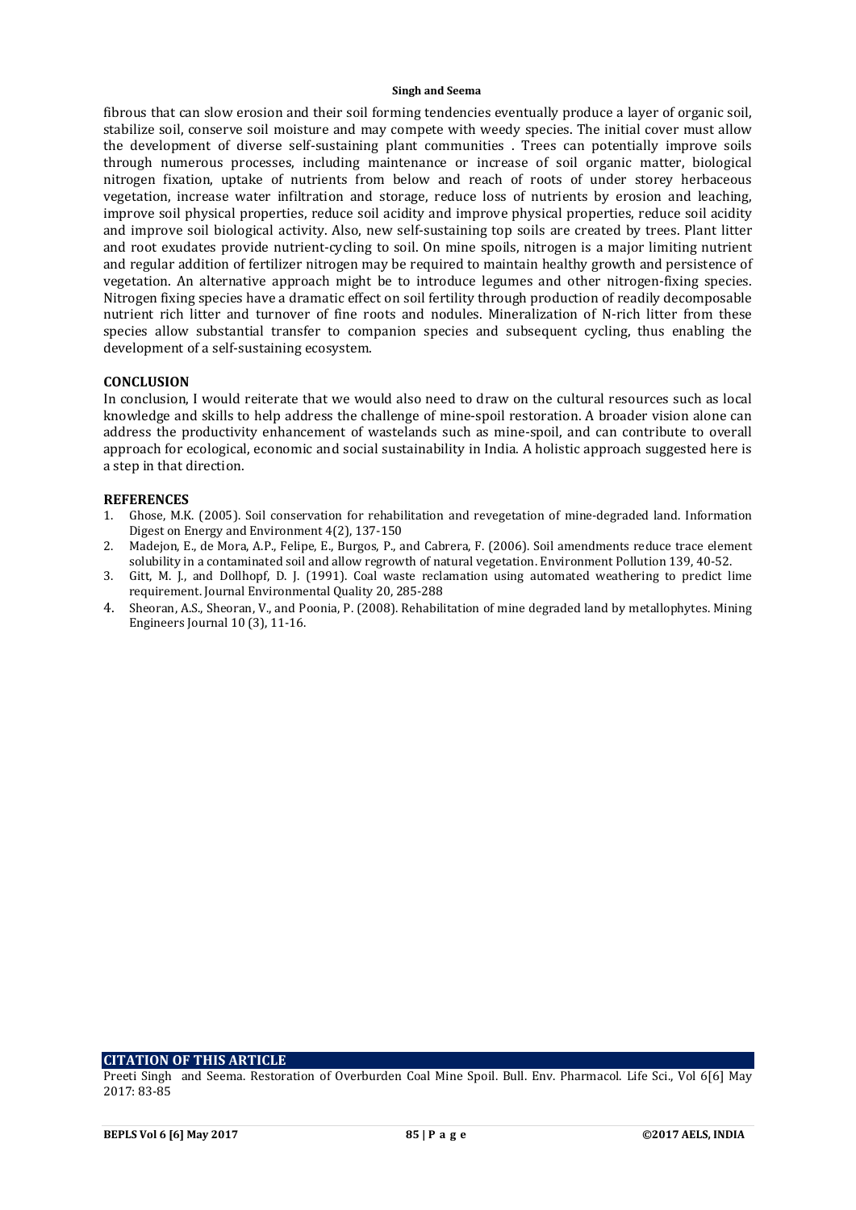fibrous that can slow erosion and their soil forming tendencies eventually produce a layer of organic soil, stabilize soil, conserve soil moisture and may compete with weedy species. The initial cover must allow the development of diverse self-sustaining plant communities . Trees can potentially improve soils through numerous processes, including maintenance or increase of soil organic matter, biological nitrogen fixation, uptake of nutrients from below and reach of roots of under storey herbaceous vegetation, increase water infiltration and storage, reduce loss of nutrients by erosion and leaching, improve soil physical properties, reduce soil acidity and improve physical properties, reduce soil acidity and improve soil biological activity. Also, new self-sustaining top soils are created by trees. Plant litter and root exudates provide nutrient-cycling to soil. On mine spoils, nitrogen is a major limiting nutrient and regular addition of fertilizer nitrogen may be required to maintain healthy growth and persistence of vegetation. An alternative approach might be to introduce legumes and other nitrogen-fixing species. Nitrogen fixing species have a dramatic effect on soil fertility through production of readily decomposable nutrient rich litter and turnover of fine roots and nodules. Mineralization of N-rich litter from these species allow substantial transfer to companion species and subsequent cycling, thus enabling the development of a self-sustaining ecosystem.

## CONCLUSION

In conclusion, I would reiterate that we would also need to draw on the cultural resources such as local knowledge and skills to help address the challenge of mine-spoil restoration. A broader vision alone can address the productivity enhancement of wastelands such as mine-spoil, and can contribute to overall approach for ecological, economic and social sustainability in India. A holistic approach suggested here is a step in that direction.

## REFERENCES

1. Ghose, M.K. (2005). Soil conservation for rehabilitation and revegetation of mine-degraded land. Information Digest on Energy and Environment 4(2), 137-150
2. Madejon, E., de Mora, A.P., Felipe, E., Burgos, P., and Cabrera, F. (2006). Soil amendments reduce trace element solubility in a contaminated soil and allow regrowth of natural vegetation. Environment Pollution 139, 40-52.
3. Gitt, M. J., and Dollhopf, D. J. (1991). Coal waste reclamation using automated weathering to predict lime requirement. Journal Environmental Quality 20, 285-288
4. Sheoran, A.S., Sheoran, V., and Poonia, P. (2008). Rehabilitation of mine degraded land by metallophytes. Mining Engineers Journal 10 (3), 11-16.

**CITATION OF THIS ARTICLE**

Preeti Singh and Seema. Restoration of Overburden Coal Mine Spoil. Bull. Env. Pharmacol. Life Sci., Vol 6[6] May 2017: 83-85